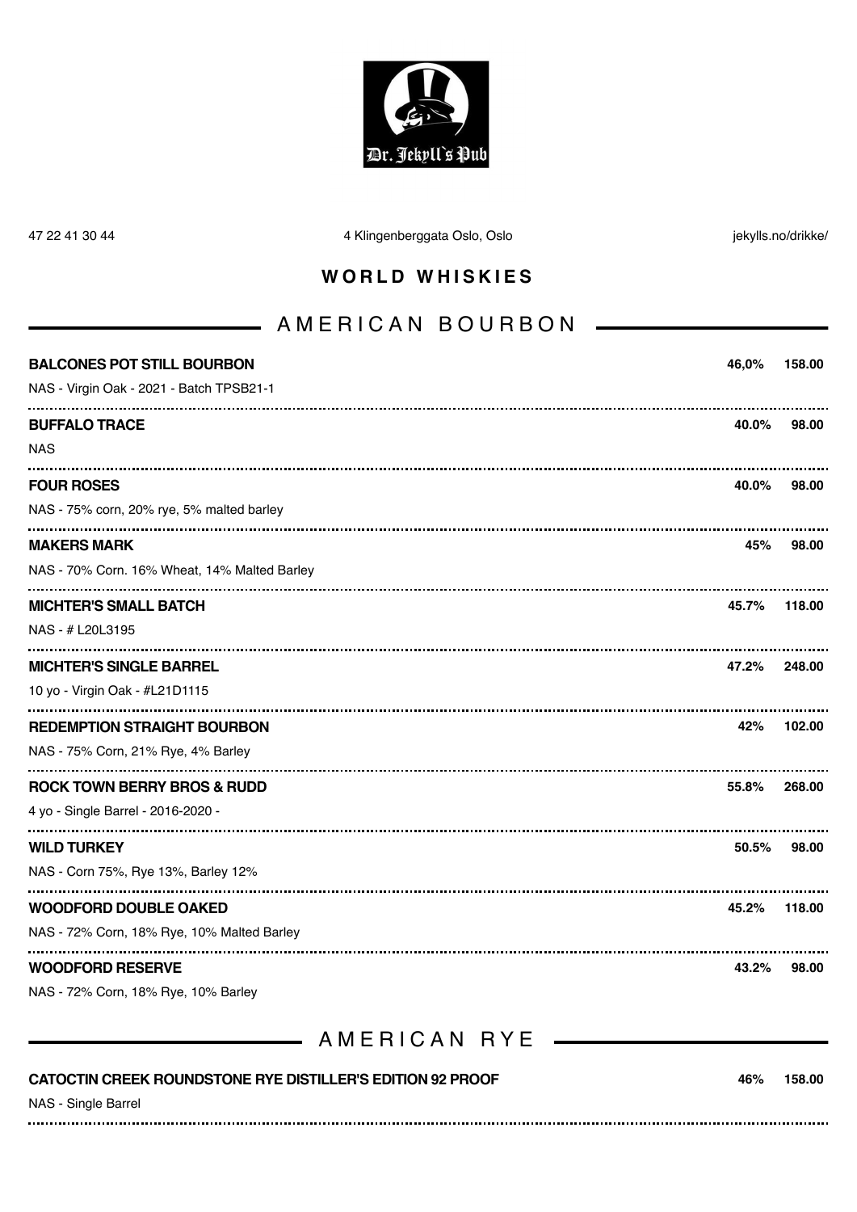47 22 41 30 44 | 4 Klingenberggata Oslo, Oslo | jekylls.no/drikke/

# WORLD WHISKIES

## AMERICAN BOURBON

**BALCONES POT STILL BOURBON** — **46,0%** — **158.00**
NAS - Virgin Oak - 2021 - Batch TPSB21-1

**BUFFALO TRACE** — **40.0%** — **98.00**
NAS

**FOUR ROSES** — **40.0%** — **98.00**
NAS - 75% corn, 20% rye, 5% malted barley

**MAKERS MARK** — **45%** — **98.00**
NAS - 70% Corn. 16% Wheat, 14% Malted Barley

**MICHTER'S SMALL BATCH** — **45.7%** — **118.00**
NAS - # L20L3195

**MICHTER'S SINGLE BARREL** — **47.2%** — **248.00**
10 yo - Virgin Oak - #L21D1115

**REDEMPTION STRAIGHT BOURBON** — **42%** — **102.00**
NAS - 75% Corn, 21% Rye, 4% Barley

**ROCK TOWN BERRY BROS & RUDD** — **55.8%** — **268.00**
4 yo - Single Barrel - 2016-2020 -

**WILD TURKEY** — **50.5%** — **98.00**
NAS - Corn 75%, Rye 13%, Barley 12%

**WOODFORD DOUBLE OAKED** — **45.2%** — **118.00**
NAS - 72% Corn, 18% Rye, 10% Malted Barley

**WOODFORD RESERVE** — **43.2%** — **98.00**
NAS - 72% Corn, 18% Rye, 10% Barley

## AMERICAN RYE

**CATOCTIN CREEK ROUNDSTONE RYE DISTILLER'S EDITION 92 PROOF** — **46%** — **158.00**
NAS - Single Barrel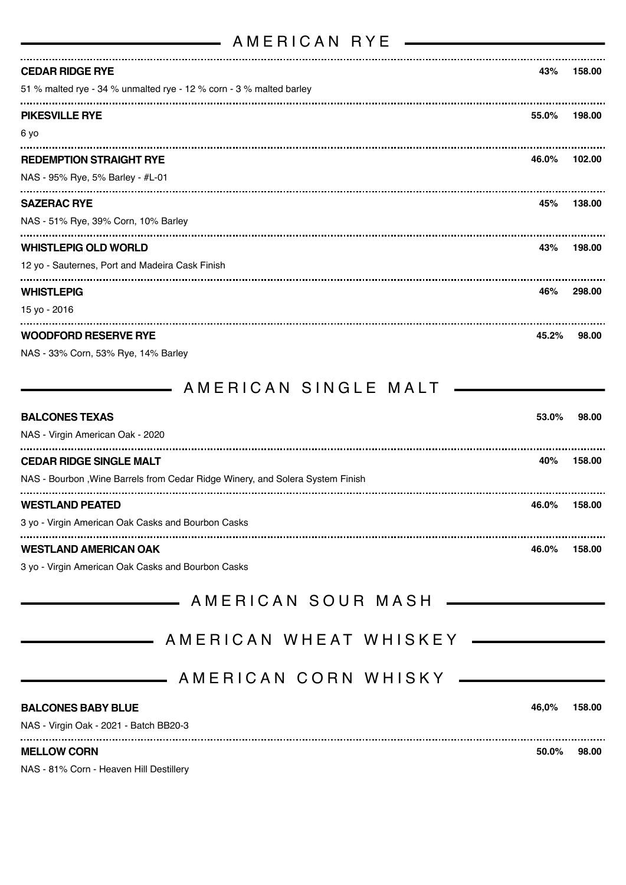## AMERICAN RYE

**CEDAR RIDGE RYE** — **43%** — **158.00**
51 % malted rye - 34 % unmalted rye - 12 % corn - 3 % malted barley

**PIKESVILLE RYE** — **55.0%** — **198.00**
6 yo

**REDEMPTION STRAIGHT RYE** — **46.0%** — **102.00**
NAS - 95% Rye, 5% Barley - #L-01

**SAZERAC RYE** — **45%** — **138.00**
NAS - 51% Rye, 39% Corn, 10% Barley

**WHISTLEPIG OLD WORLD** — **43%** — **198.00**
12 yo - Sauternes, Port and Madeira Cask Finish

**WHISTLEPIG** — **46%** — **298.00**
15 yo - 2016

**WOODFORD RESERVE RYE** — **45.2%** — **98.00**
NAS - 33% Corn, 53% Rye, 14% Barley

## AMERICAN SINGLE MALT

**BALCONES TEXAS** — **53.0%** — **98.00**
NAS - Virgin American Oak - 2020

**CEDAR RIDGE SINGLE MALT** — **40%** — **158.00**
NAS - Bourbon ,Wine Barrels from Cedar Ridge Winery, and Solera System Finish

**WESTLAND PEATED** — **46.0%** — **158.00**
3 yo - Virgin American Oak Casks and Bourbon Casks

**WESTLAND AMERICAN OAK** — **46.0%** — **158.00**
3 yo - Virgin American Oak Casks and Bourbon Casks

## AMERICAN SOUR MASH

## AMERICAN WHEAT WHISKEY

## AMERICAN CORN WHISKY

**BALCONES BABY BLUE** — **46,0%** — **158.00**
NAS - Virgin Oak - 2021 - Batch BB20-3

**MELLOW CORN** — **50.0%** — **98.00**
NAS - 81% Corn - Heaven Hill Destillery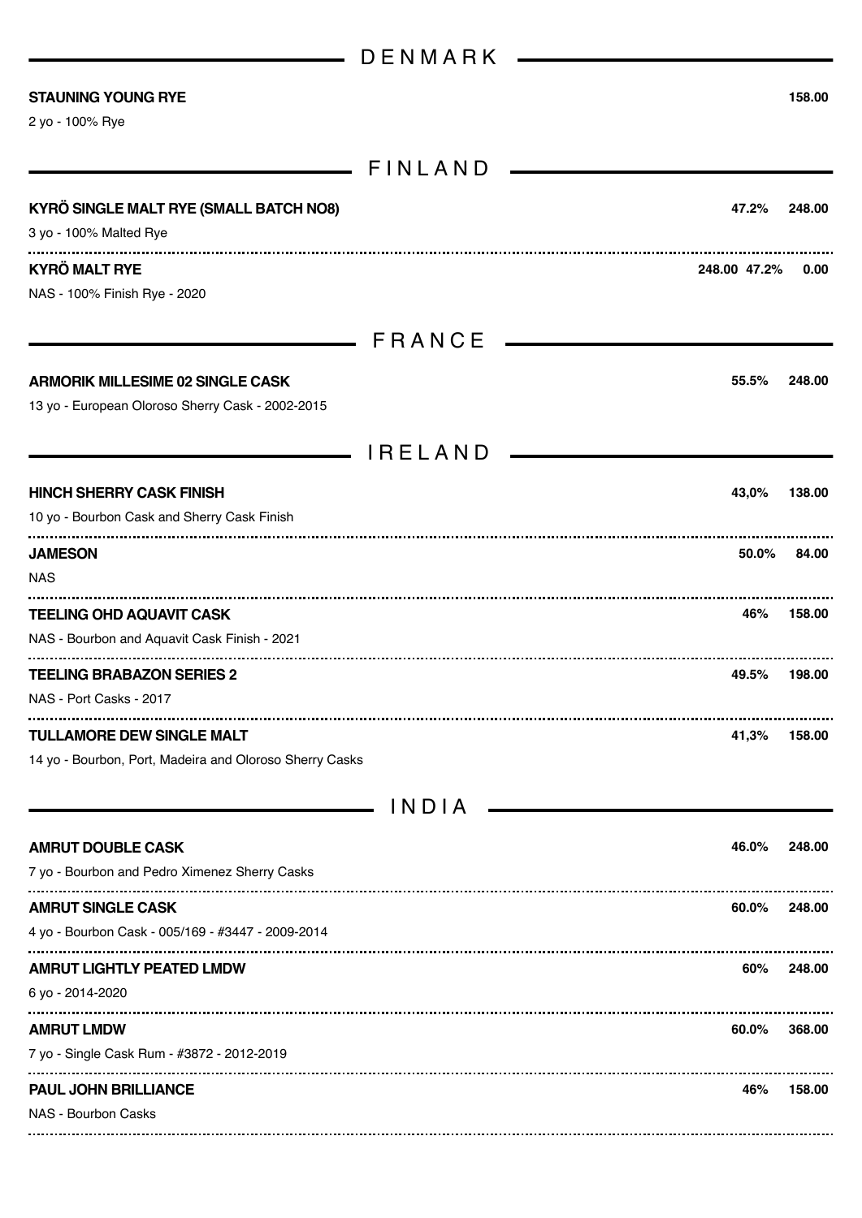## DENMARK

**STAUNING YOUNG RYE** **158.00**

2 yo - 100% Rye

## FINLAND

**KYRÖ SINGLE MALT RYE (SMALL BATCH NO8)** **47.2%** **248.00**

3 yo - 100% Malted Rye

**KYRÖ MALT RYE** **248.00** **47.2%** **0.00**

NAS - 100% Finish Rye - 2020

## FRANCE

**ARMORIK MILLESIME 02 SINGLE CASK** **55.5%** **248.00**

13 yo - European Oloroso Sherry Cask - 2002-2015

## IRELAND

**HINCH SHERRY CASK FINISH** **43,0%** **138.00**

10 yo - Bourbon Cask and Sherry Cask Finish

**JAMESON** **50.0%** **84.00**

NAS

**TEELING OHD AQUAVIT CASK** **46%** **158.00**

NAS - Bourbon and Aquavit Cask Finish - 2021

**TEELING BRABAZON SERIES 2** **49.5%** **198.00**

NAS - Port Casks - 2017

**TULLAMORE DEW SINGLE MALT** **41,3%** **158.00**

14 yo - Bourbon, Port, Madeira and Oloroso Sherry Casks

## INDIA

**AMRUT DOUBLE CASK** **46.0%** **248.00**

7 yo - Bourbon and Pedro Ximenez Sherry Casks

**AMRUT SINGLE CASK** **60.0%** **248.00**

4 yo - Bourbon Cask - 005/169 - #3447 - 2009-2014

**AMRUT LIGHTLY PEATED LMDW** **60%** **248.00**

6 yo - 2014-2020

**AMRUT LMDW** **60.0%** **368.00**

7 yo - Single Cask Rum - #3872 - 2012-2019

**PAUL JOHN BRILLIANCE** **46%** **158.00**

NAS - Bourbon Casks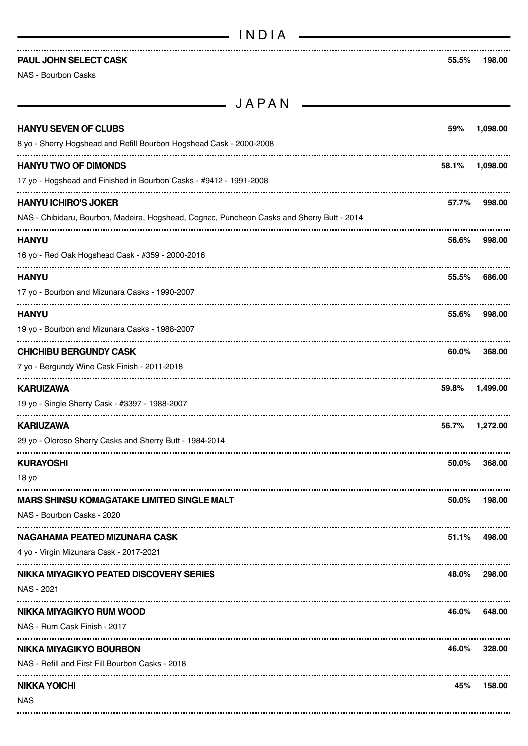## INDIA

**PAUL JOHN SELECT CASK** **55.5%** **198.00**
NAS - Bourbon Casks

## JAPAN

**HANYU SEVEN OF CLUBS** **59%** **1,098.00**
8 yo - Sherry Hogshead and Refill Bourbon Hogshead Cask - 2000-2008

**HANYU TWO OF DIMONDS** **58.1%** **1,098.00**
17 yo - Hogshead and Finished in Bourbon Casks - #9412 - 1991-2008

**HANYU ICHIRO'S JOKER** **57.7%** **998.00**
NAS - Chibidaru, Bourbon, Madeira, Hogshead, Cognac, Puncheon Casks and Sherry Butt - 2014

**HANYU** **56.6%** **998.00**
16 yo - Red Oak Hogshead Cask - #359 - 2000-2016

**HANYU** **55.5%** **686.00**
17 yo - Bourbon and Mizunara Casks - 1990-2007

**HANYU** **55.6%** **998.00**
19 yo - Bourbon and Mizunara Casks - 1988-2007

**CHICHIBU BERGUNDY CASK** **60.0%** **368.00**
7 yo - Bergundy Wine Cask Finish - 2011-2018

**KARUIZAWA** **59.8%** **1,499.00**
19 yo - Single Sherry Cask - #3397 - 1988-2007

**KARIUZAWA** **56.7%** **1,272.00**
29 yo - Oloroso Sherry Casks and Sherry Butt - 1984-2014

**KURAYOSHI** **50.0%** **368.00**
18 yo

**MARS SHINSU KOMAGATAKE LIMITED SINGLE MALT** **50.0%** **198.00**
NAS - Bourbon Casks - 2020

**NAGAHAMA PEATED MIZUNARA CASK** **51.1%** **498.00**
4 yo - Virgin Mizunara Cask - 2017-2021

**NIKKA MIYAGIKYO PEATED DISCOVERY SERIES** **48.0%** **298.00**
NAS - 2021

**NIKKA MIYAGIKYO RUM WOOD** **46.0%** **648.00**
NAS - Rum Cask Finish - 2017

**NIKKA MIYAGIKYO BOURBON** **46.0%** **328.00**
NAS - Refill and First Fill Bourbon Casks - 2018

**NIKKA YOICHI** **45%** **158.00**
NAS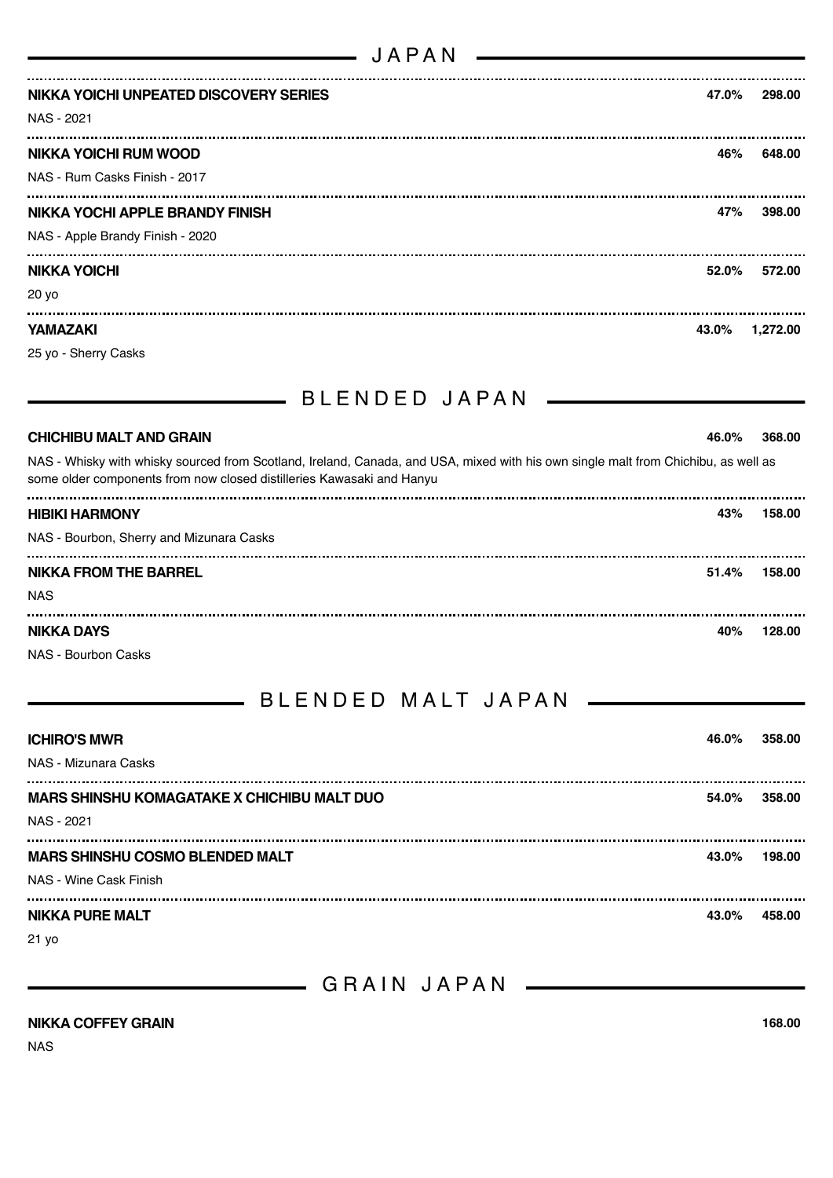## JAPAN

**NIKKA YOICHI UNPEATED DISCOVERY SERIES** — **47.0%** — **298.00**
NAS - 2021

**NIKKA YOICHI RUM WOOD** — **46%** — **648.00**
NAS - Rum Casks Finish - 2017

**NIKKA YOCHI APPLE BRANDY FINISH** — **47%** — **398.00**
NAS - Apple Brandy Finish - 2020

**NIKKA YOICHI** — **52.0%** — **572.00**
20 yo

**YAMAZAKI** — **43.0%** — **1,272.00**
25 yo - Sherry Casks

## BLENDED JAPAN

**CHICHIBU MALT AND GRAIN** — **46.0%** — **368.00**
NAS - Whisky with whisky sourced from Scotland, Ireland, Canada, and USA, mixed with his own single malt from Chichibu, as well as some older components from now closed distilleries Kawasaki and Hanyu

**HIBIKI HARMONY** — **43%** — **158.00**
NAS - Bourbon, Sherry and Mizunara Casks

**NIKKA FROM THE BARREL** — **51.4%** — **158.00**
NAS

**NIKKA DAYS** — **40%** — **128.00**
NAS - Bourbon Casks

## BLENDED MALT JAPAN

**ICHIRO'S MWR** — **46.0%** — **358.00**
NAS - Mizunara Casks

**MARS SHINSHU KOMAGATAKE X CHICHIBU MALT DUO** — **54.0%** — **358.00**
NAS - 2021

**MARS SHINSHU COSMO BLENDED MALT** — **43.0%** — **198.00**
NAS - Wine Cask Finish

**NIKKA PURE MALT** — **43.0%** — **458.00**
21 yo

## GRAIN JAPAN

**NIKKA COFFEY GRAIN** — **168.00**
NAS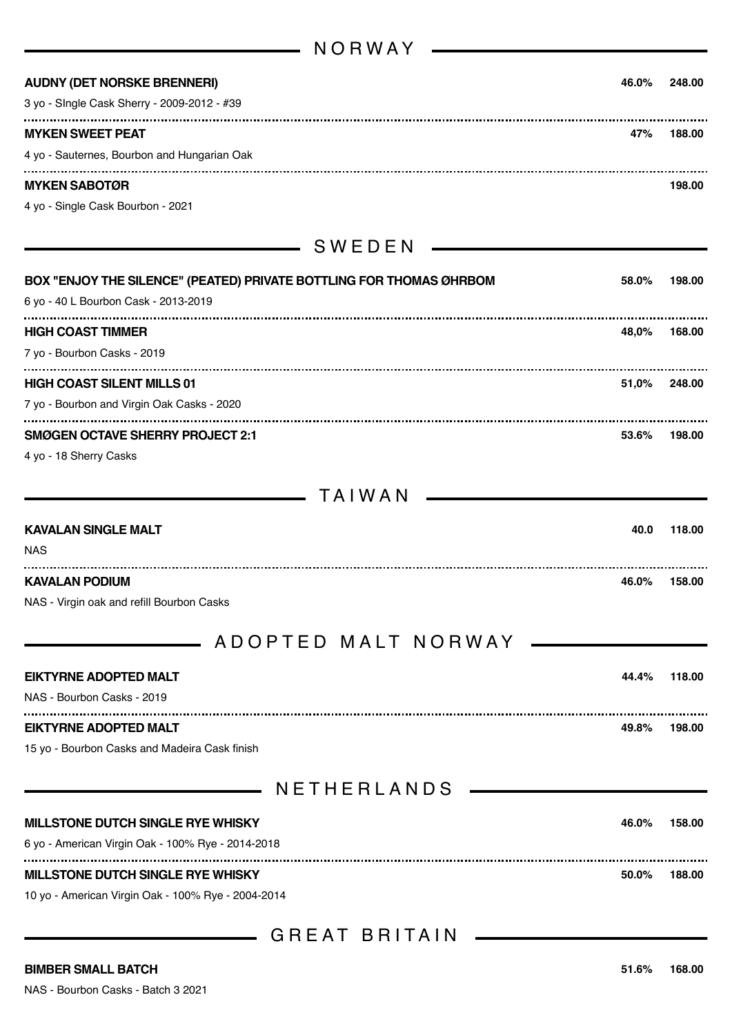## NORWAY

**AUDNY (DET NORSKE BRENNERI)** **46.0%** **248.00**
3 yo - SIngle Cask Sherry - 2009-2012 - #39

**MYKEN SWEET PEAT** **47%** **188.00**
4 yo - Sauternes, Bourbon and Hungarian Oak

**MYKEN SABOTØR** **198.00**
4 yo - Single Cask Bourbon - 2021

## SWEDEN

**BOX "ENJOY THE SILENCE" (PEATED) PRIVATE BOTTLING FOR THOMAS ØHRBOM** **58.0%** **198.00**
6 yo - 40 L Bourbon Cask - 2013-2019

**HIGH COAST TIMMER** **48,0%** **168.00**
7 yo - Bourbon Casks - 2019

**HIGH COAST SILENT MILLS 01** **51,0%** **248.00**
7 yo - Bourbon and Virgin Oak Casks - 2020

**SMØGEN OCTAVE SHERRY PROJECT 2:1** **53.6%** **198.00**
4 yo - 18 Sherry Casks

## TAIWAN

**KAVALAN SINGLE MALT** **40.0** **118.00**
NAS

**KAVALAN PODIUM** **46.0%** **158.00**
NAS - Virgin oak and refill Bourbon Casks

## ADOPTED MALT NORWAY

**EIKTYRNE ADOPTED MALT** **44.4%** **118.00**
NAS - Bourbon Casks - 2019

**EIKTYRNE ADOPTED MALT** **49.8%** **198.00**
15 yo - Bourbon Casks and Madeira Cask finish

## NETHERLANDS

**MILLSTONE DUTCH SINGLE RYE WHISKY** **46.0%** **158.00**
6 yo - American Virgin Oak - 100% Rye - 2014-2018

**MILLSTONE DUTCH SINGLE RYE WHISKY** **50.0%** **188.00**
10 yo - American Virgin Oak - 100% Rye - 2004-2014

## GREAT BRITAIN

**BIMBER SMALL BATCH** **51.6%** **168.00**
NAS - Bourbon Casks - Batch 3 2021